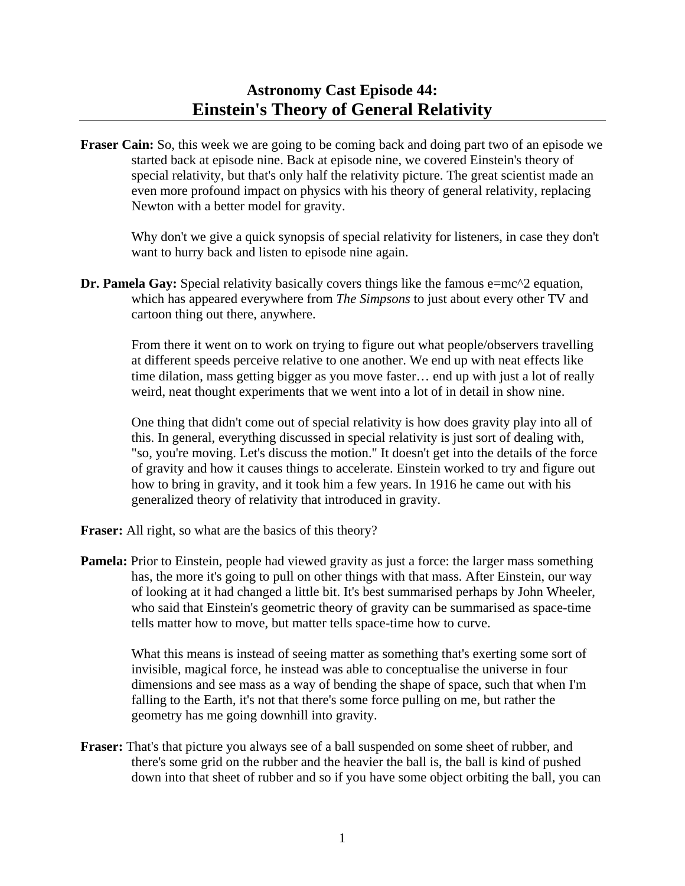# Astronomy Cast Episode 44:
## Einstein's Theory of General Relativity

---

**Fraser Cain:** So, this week we are going to be coming back and doing part two of an episode we started back at episode nine. Back at episode nine, we covered Einstein's theory of special relativity, but that's only half the relativity picture. The great scientist made an even more profound impact on physics with his theory of general relativity, replacing Newton with a better model for gravity.

Why don't we give a quick synopsis of special relativity for listeners, in case they don't want to hurry back and listen to episode nine again.

**Dr. Pamela Gay:** Special relativity basically covers things like the famous $e=mc^2$ equation, which has appeared everywhere from *The Simpsons* to just about every other TV and cartoon thing out there, anywhere.

From there it went on to work on trying to figure out what people/observers travelling at different speeds perceive relative to one another. We end up with neat effects like time dilation, mass getting bigger as you move faster… end up with just a lot of really weird, neat thought experiments that we went into a lot of in detail in show nine.

One thing that didn't come out of special relativity is how does gravity play into all of this. In general, everything discussed in special relativity is just sort of dealing with, "so, you're moving. Let's discuss the motion." It doesn't get into the details of the force of gravity and how it causes things to accelerate. Einstein worked to try and figure out how to bring in gravity, and it took him a few years. In 1916 he came out with his generalized theory of relativity that introduced in gravity.

**Fraser:** All right, so what are the basics of this theory?

**Pamela:** Prior to Einstein, people had viewed gravity as just a force: the larger mass something has, the more it's going to pull on other things with that mass. After Einstein, our way of looking at it had changed a little bit. It's best summarised perhaps by John Wheeler, who said that Einstein's geometric theory of gravity can be summarised as space-time tells matter how to move, but matter tells space-time how to curve.

What this means is instead of seeing matter as something that's exerting some sort of invisible, magical force, he instead was able to conceptualise the universe in four dimensions and see mass as a way of bending the shape of space, such that when I'm falling to the Earth, it's not that there's some force pulling on me, but rather the geometry has me going downhill into gravity.

**Fraser:** That's that picture you always see of a ball suspended on some sheet of rubber, and there's some grid on the rubber and the heavier the ball is, the ball is kind of pushed down into that sheet of rubber and so if you have some object orbiting the ball, you can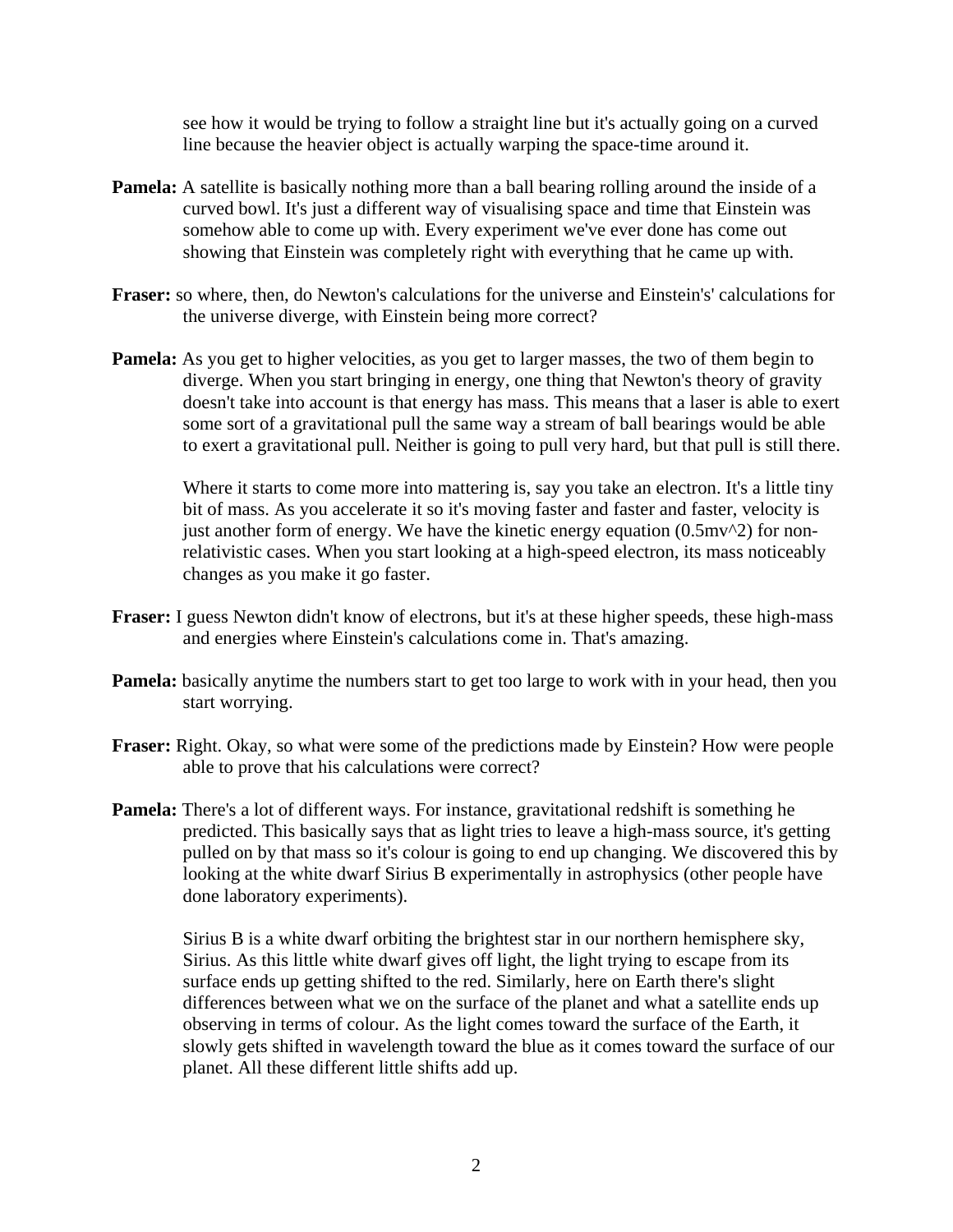see how it would be trying to follow a straight line but it's actually going on a curved line because the heavier object is actually warping the space-time around it.

**Pamela:** A satellite is basically nothing more than a ball bearing rolling around the inside of a curved bowl. It's just a different way of visualising space and time that Einstein was somehow able to come up with. Every experiment we've ever done has come out showing that Einstein was completely right with everything that he came up with.

**Fraser:** so where, then, do Newton's calculations for the universe and Einstein's' calculations for the universe diverge, with Einstein being more correct?

**Pamela:** As you get to higher velocities, as you get to larger masses, the two of them begin to diverge. When you start bringing in energy, one thing that Newton's theory of gravity doesn't take into account is that energy has mass. This means that a laser is able to exert some sort of a gravitational pull the same way a stream of ball bearings would be able to exert a gravitational pull. Neither is going to pull very hard, but that pull is still there.

Where it starts to come more into mattering is, say you take an electron. It's a little tiny bit of mass. As you accelerate it so it's moving faster and faster and faster, velocity is just another form of energy. We have the kinetic energy equation ($0.5mv^2$) for non-relativistic cases. When you start looking at a high-speed electron, its mass noticeably changes as you make it go faster.

**Fraser:** I guess Newton didn't know of electrons, but it's at these higher speeds, these high-mass and energies where Einstein's calculations come in. That's amazing.

**Pamela:** basically anytime the numbers start to get too large to work with in your head, then you start worrying.

**Fraser:** Right. Okay, so what were some of the predictions made by Einstein? How were people able to prove that his calculations were correct?

**Pamela:** There's a lot of different ways. For instance, gravitational redshift is something he predicted. This basically says that as light tries to leave a high-mass source, it's getting pulled on by that mass so it's colour is going to end up changing. We discovered this by looking at the white dwarf Sirius B experimentally in astrophysics (other people have done laboratory experiments).

Sirius B is a white dwarf orbiting the brightest star in our northern hemisphere sky, Sirius. As this little white dwarf gives off light, the light trying to escape from its surface ends up getting shifted to the red. Similarly, here on Earth there's slight differences between what we on the surface of the planet and what a satellite ends up observing in terms of colour. As the light comes toward the surface of the Earth, it slowly gets shifted in wavelength toward the blue as it comes toward the surface of our planet. All these different little shifts add up.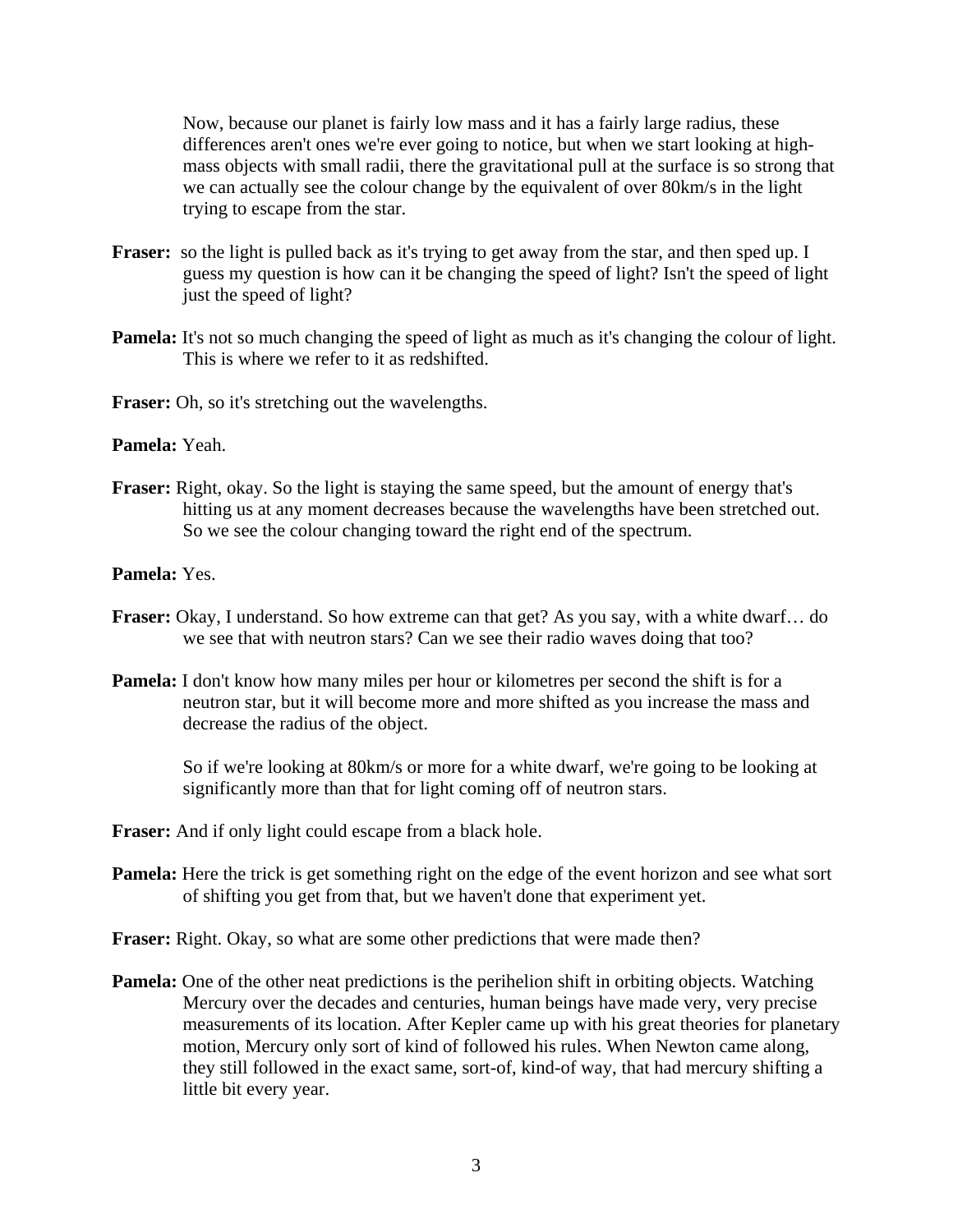Now, because our planet is fairly low mass and it has a fairly large radius, these differences aren't ones we're ever going to notice, but when we start looking at high-mass objects with small radii, there the gravitational pull at the surface is so strong that we can actually see the colour change by the equivalent of over 80km/s in the light trying to escape from the star.

**Fraser:** so the light is pulled back as it's trying to get away from the star, and then sped up. I guess my question is how can it be changing the speed of light? Isn't the speed of light just the speed of light?

**Pamela:** It's not so much changing the speed of light as much as it's changing the colour of light. This is where we refer to it as redshifted.

**Fraser:** Oh, so it's stretching out the wavelengths.

**Pamela:** Yeah.

**Fraser:** Right, okay. So the light is staying the same speed, but the amount of energy that's hitting us at any moment decreases because the wavelengths have been stretched out. So we see the colour changing toward the right end of the spectrum.

**Pamela:** Yes.

**Fraser:** Okay, I understand. So how extreme can that get? As you say, with a white dwarf… do we see that with neutron stars? Can we see their radio waves doing that too?

**Pamela:** I don't know how many miles per hour or kilometres per second the shift is for a neutron star, but it will become more and more shifted as you increase the mass and decrease the radius of the object.

So if we're looking at 80km/s or more for a white dwarf, we're going to be looking at significantly more than that for light coming off of neutron stars.

**Fraser:** And if only light could escape from a black hole.

**Pamela:** Here the trick is get something right on the edge of the event horizon and see what sort of shifting you get from that, but we haven't done that experiment yet.

**Fraser:** Right. Okay, so what are some other predictions that were made then?

**Pamela:** One of the other neat predictions is the perihelion shift in orbiting objects. Watching Mercury over the decades and centuries, human beings have made very, very precise measurements of its location. After Kepler came up with his great theories for planetary motion, Mercury only sort of kind of followed his rules. When Newton came along, they still followed in the exact same, sort-of, kind-of way, that had mercury shifting a little bit every year.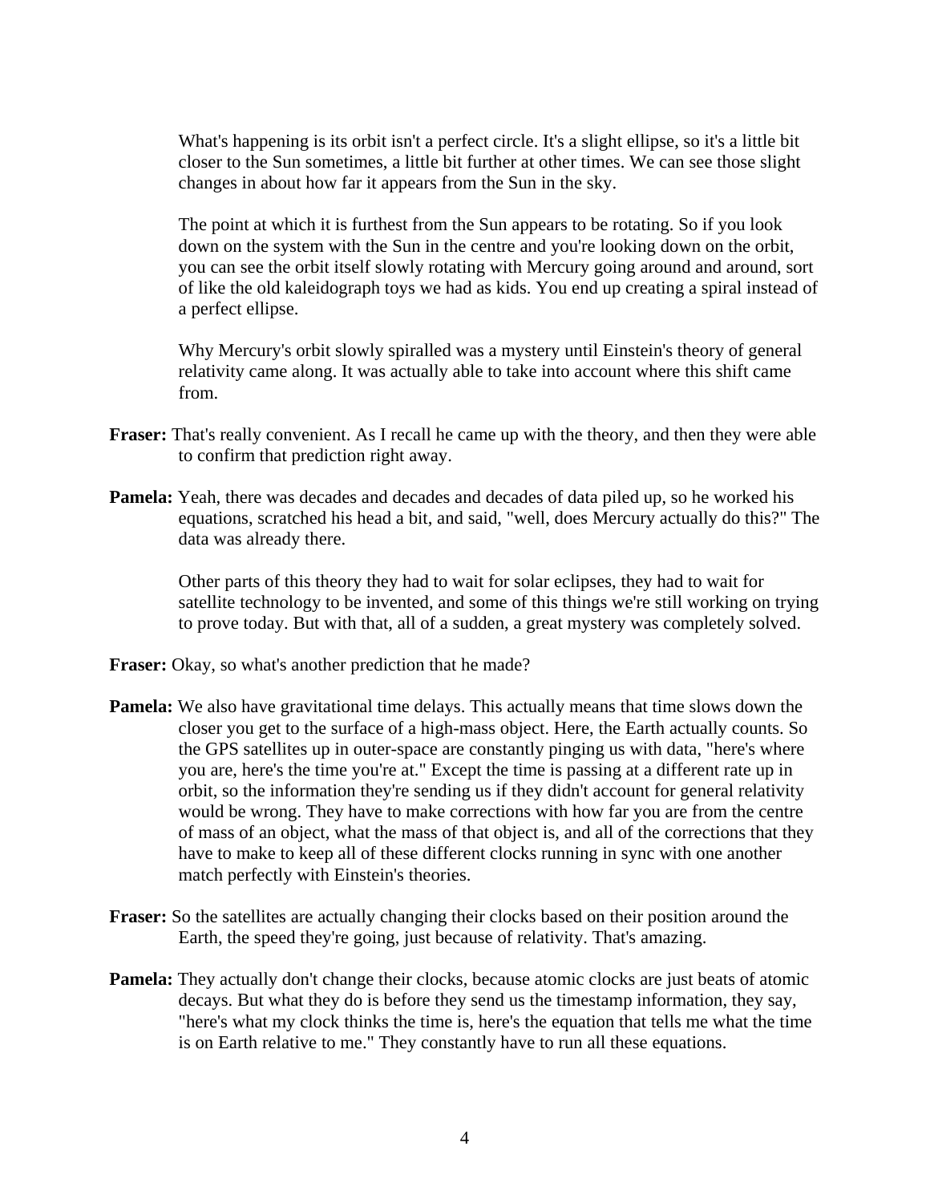What's happening is its orbit isn't a perfect circle. It's a slight ellipse, so it's a little bit closer to the Sun sometimes, a little bit further at other times. We can see those slight changes in about how far it appears from the Sun in the sky.

The point at which it is furthest from the Sun appears to be rotating. So if you look down on the system with the Sun in the centre and you're looking down on the orbit, you can see the orbit itself slowly rotating with Mercury going around and around, sort of like the old kaleidograph toys we had as kids. You end up creating a spiral instead of a perfect ellipse.

Why Mercury's orbit slowly spiralled was a mystery until Einstein's theory of general relativity came along. It was actually able to take into account where this shift came from.

**Fraser:** That's really convenient. As I recall he came up with the theory, and then they were able to confirm that prediction right away.

**Pamela:** Yeah, there was decades and decades and decades of data piled up, so he worked his equations, scratched his head a bit, and said, "well, does Mercury actually do this?" The data was already there.

Other parts of this theory they had to wait for solar eclipses, they had to wait for satellite technology to be invented, and some of this things we're still working on trying to prove today. But with that, all of a sudden, a great mystery was completely solved.

**Fraser:** Okay, so what's another prediction that he made?

**Pamela:** We also have gravitational time delays. This actually means that time slows down the closer you get to the surface of a high-mass object. Here, the Earth actually counts. So the GPS satellites up in outer-space are constantly pinging us with data, "here's where you are, here's the time you're at." Except the time is passing at a different rate up in orbit, so the information they're sending us if they didn't account for general relativity would be wrong. They have to make corrections with how far you are from the centre of mass of an object, what the mass of that object is, and all of the corrections that they have to make to keep all of these different clocks running in sync with one another match perfectly with Einstein's theories.

**Fraser:** So the satellites are actually changing their clocks based on their position around the Earth, the speed they're going, just because of relativity. That's amazing.

**Pamela:** They actually don't change their clocks, because atomic clocks are just beats of atomic decays. But what they do is before they send us the timestamp information, they say, "here's what my clock thinks the time is, here's the equation that tells me what the time is on Earth relative to me." They constantly have to run all these equations.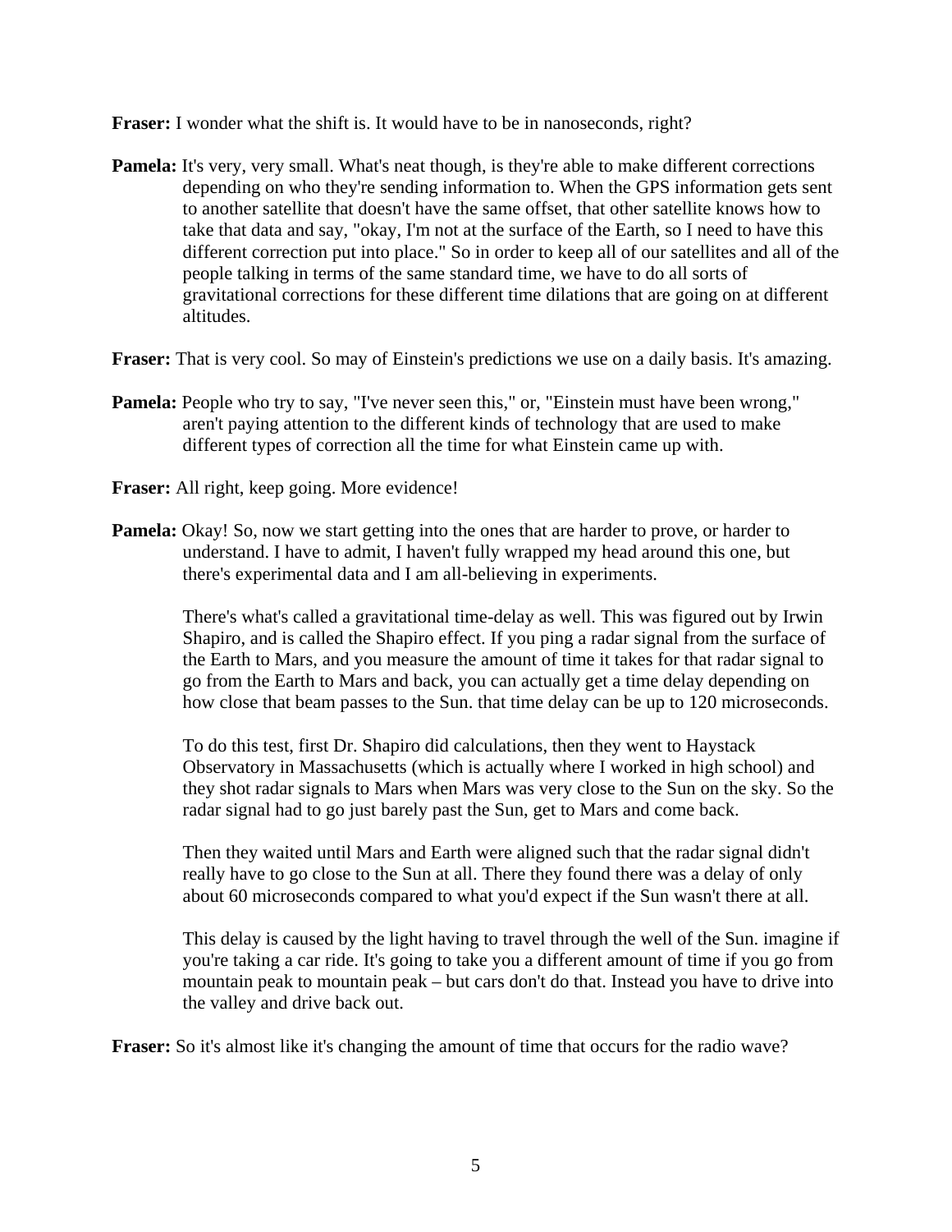**Fraser:** I wonder what the shift is. It would have to be in nanoseconds, right?

**Pamela:** It's very, very small. What's neat though, is they're able to make different corrections depending on who they're sending information to. When the GPS information gets sent to another satellite that doesn't have the same offset, that other satellite knows how to take that data and say, "okay, I'm not at the surface of the Earth, so I need to have this different correction put into place." So in order to keep all of our satellites and all of the people talking in terms of the same standard time, we have to do all sorts of gravitational corrections for these different time dilations that are going on at different altitudes.

**Fraser:** That is very cool. So may of Einstein's predictions we use on a daily basis. It's amazing.

**Pamela:** People who try to say, "I've never seen this," or, "Einstein must have been wrong," aren't paying attention to the different kinds of technology that are used to make different types of correction all the time for what Einstein came up with.

**Fraser:** All right, keep going. More evidence!

**Pamela:** Okay! So, now we start getting into the ones that are harder to prove, or harder to understand. I have to admit, I haven't fully wrapped my head around this one, but there's experimental data and I am all-believing in experiments.

There's what's called a gravitational time-delay as well. This was figured out by Irwin Shapiro, and is called the Shapiro effect. If you ping a radar signal from the surface of the Earth to Mars, and you measure the amount of time it takes for that radar signal to go from the Earth to Mars and back, you can actually get a time delay depending on how close that beam passes to the Sun. that time delay can be up to 120 microseconds.

To do this test, first Dr. Shapiro did calculations, then they went to Haystack Observatory in Massachusetts (which is actually where I worked in high school) and they shot radar signals to Mars when Mars was very close to the Sun on the sky. So the radar signal had to go just barely past the Sun, get to Mars and come back.

Then they waited until Mars and Earth were aligned such that the radar signal didn't really have to go close to the Sun at all. There they found there was a delay of only about 60 microseconds compared to what you'd expect if the Sun wasn't there at all.

This delay is caused by the light having to travel through the well of the Sun. imagine if you're taking a car ride. It's going to take you a different amount of time if you go from mountain peak to mountain peak – but cars don't do that. Instead you have to drive into the valley and drive back out.

**Fraser:** So it's almost like it's changing the amount of time that occurs for the radio wave?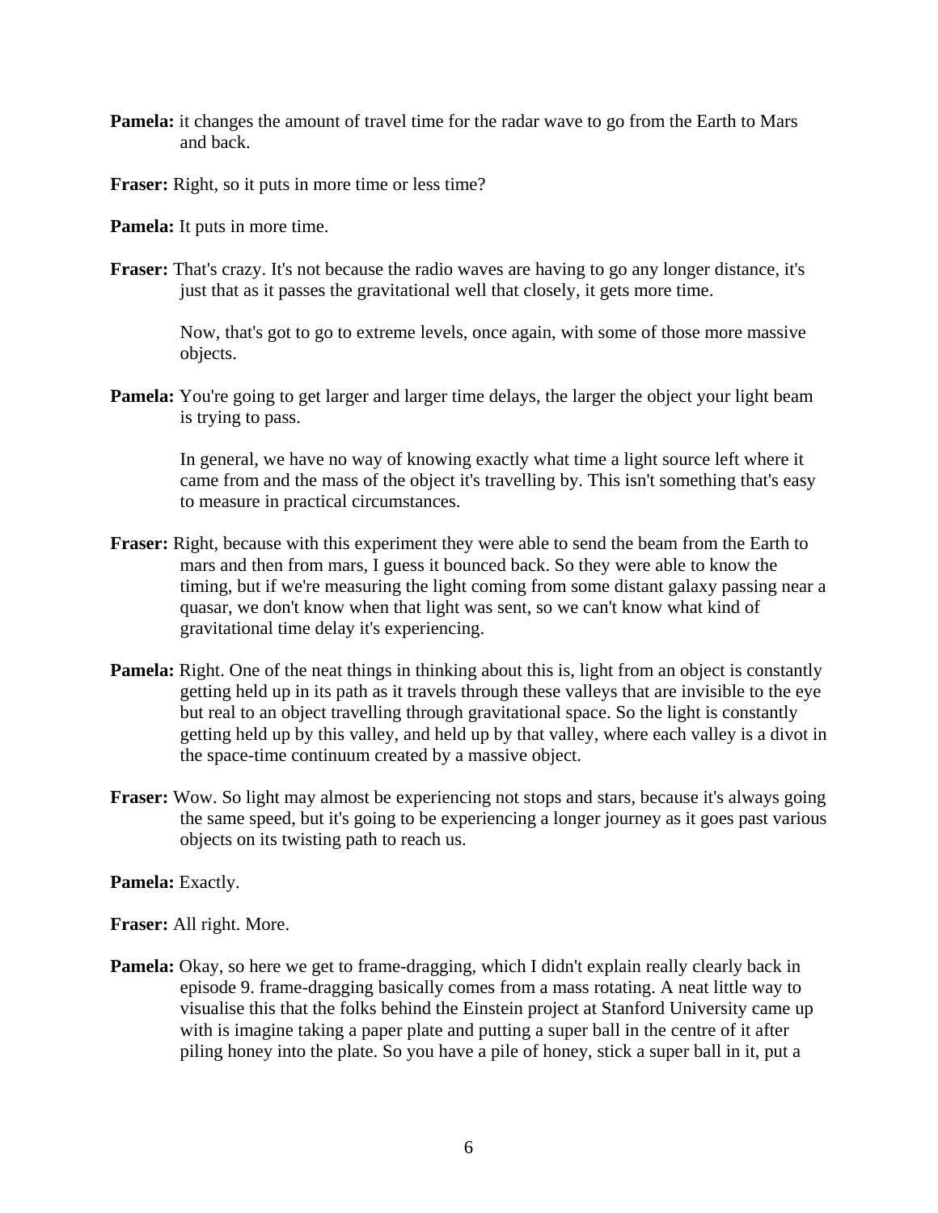**Pamela:** it changes the amount of travel time for the radar wave to go from the Earth to Mars and back.

**Fraser:** Right, so it puts in more time or less time?

**Pamela:** It puts in more time.

**Fraser:** That's crazy. It's not because the radio waves are having to go any longer distance, it's just that as it passes the gravitational well that closely, it gets more time.

Now, that's got to go to extreme levels, once again, with some of those more massive objects.

**Pamela:** You're going to get larger and larger time delays, the larger the object your light beam is trying to pass.

In general, we have no way of knowing exactly what time a light source left where it came from and the mass of the object it's travelling by. This isn't something that's easy to measure in practical circumstances.

**Fraser:** Right, because with this experiment they were able to send the beam from the Earth to mars and then from mars, I guess it bounced back. So they were able to know the timing, but if we're measuring the light coming from some distant galaxy passing near a quasar, we don't know when that light was sent, so we can't know what kind of gravitational time delay it's experiencing.

**Pamela:** Right. One of the neat things in thinking about this is, light from an object is constantly getting held up in its path as it travels through these valleys that are invisible to the eye but real to an object travelling through gravitational space. So the light is constantly getting held up by this valley, and held up by that valley, where each valley is a divot in the space-time continuum created by a massive object.

**Fraser:** Wow. So light may almost be experiencing not stops and stars, because it's always going the same speed, but it's going to be experiencing a longer journey as it goes past various objects on its twisting path to reach us.

**Pamela:** Exactly.

**Fraser:** All right. More.

**Pamela:** Okay, so here we get to frame-dragging, which I didn't explain really clearly back in episode 9. frame-dragging basically comes from a mass rotating. A neat little way to visualise this that the folks behind the Einstein project at Stanford University came up with is imagine taking a paper plate and putting a super ball in the centre of it after piling honey into the plate. So you have a pile of honey, stick a super ball in it, put a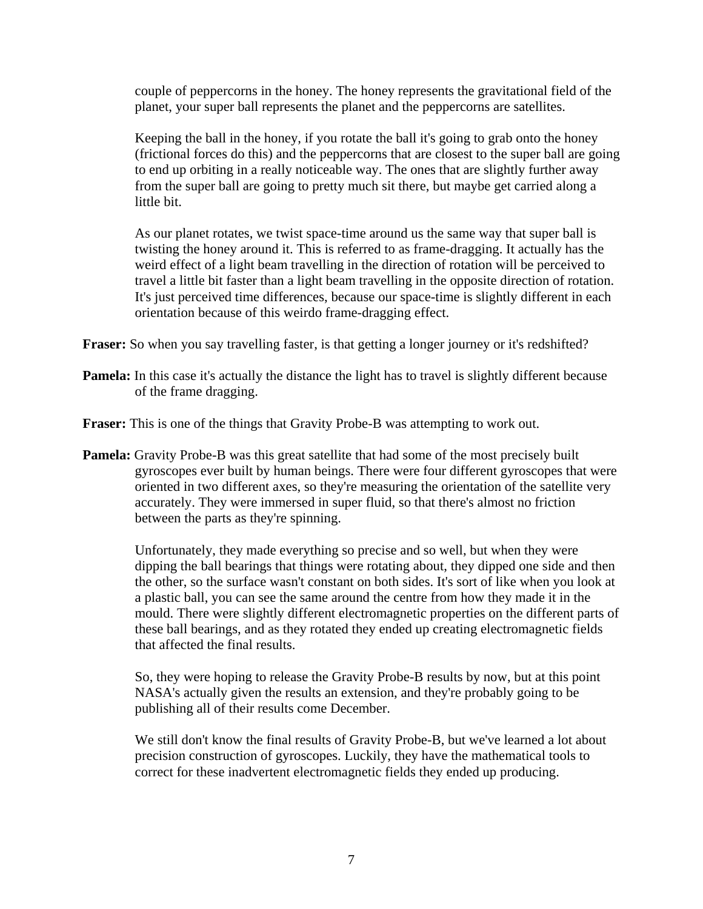couple of peppercorns in the honey. The honey represents the gravitational field of the planet, your super ball represents the planet and the peppercorns are satellites.

Keeping the ball in the honey, if you rotate the ball it's going to grab onto the honey (frictional forces do this) and the peppercorns that are closest to the super ball are going to end up orbiting in a really noticeable way. The ones that are slightly further away from the super ball are going to pretty much sit there, but maybe get carried along a little bit.

As our planet rotates, we twist space-time around us the same way that super ball is twisting the honey around it. This is referred to as frame-dragging. It actually has the weird effect of a light beam travelling in the direction of rotation will be perceived to travel a little bit faster than a light beam travelling in the opposite direction of rotation. It's just perceived time differences, because our space-time is slightly different in each orientation because of this weirdo frame-dragging effect.

**Fraser:** So when you say travelling faster, is that getting a longer journey or it's redshifted?

**Pamela:** In this case it's actually the distance the light has to travel is slightly different because of the frame dragging.

**Fraser:** This is one of the things that Gravity Probe-B was attempting to work out.

**Pamela:** Gravity Probe-B was this great satellite that had some of the most precisely built gyroscopes ever built by human beings. There were four different gyroscopes that were oriented in two different axes, so they're measuring the orientation of the satellite very accurately. They were immersed in super fluid, so that there's almost no friction between the parts as they're spinning.

Unfortunately, they made everything so precise and so well, but when they were dipping the ball bearings that things were rotating about, they dipped one side and then the other, so the surface wasn't constant on both sides. It's sort of like when you look at a plastic ball, you can see the same around the centre from how they made it in the mould. There were slightly different electromagnetic properties on the different parts of these ball bearings, and as they rotated they ended up creating electromagnetic fields that affected the final results.

So, they were hoping to release the Gravity Probe-B results by now, but at this point NASA's actually given the results an extension, and they're probably going to be publishing all of their results come December.

We still don't know the final results of Gravity Probe-B, but we've learned a lot about precision construction of gyroscopes. Luckily, they have the mathematical tools to correct for these inadvertent electromagnetic fields they ended up producing.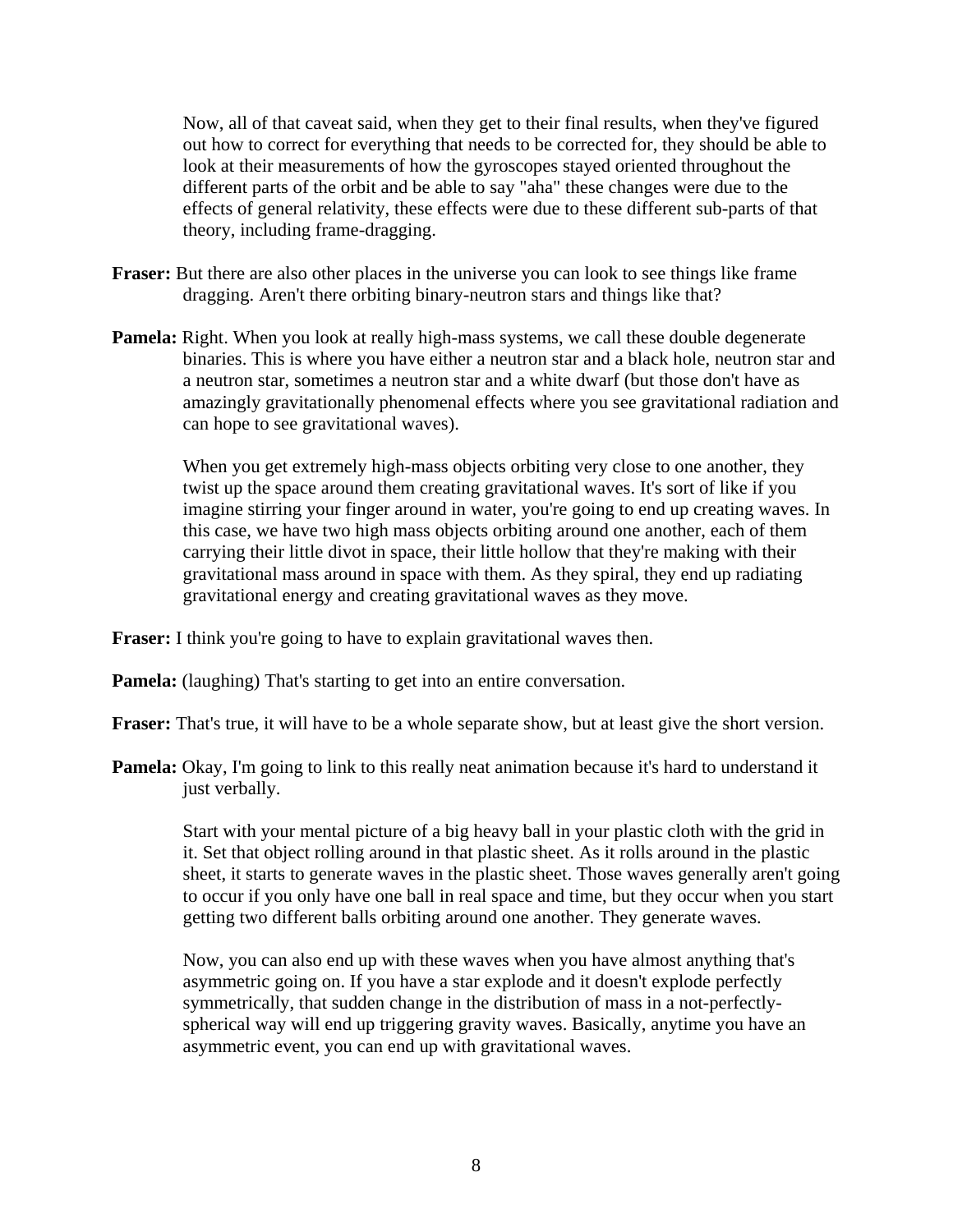Now, all of that caveat said, when they get to their final results, when they've figured out how to correct for everything that needs to be corrected for, they should be able to look at their measurements of how the gyroscopes stayed oriented throughout the different parts of the orbit and be able to say "aha" these changes were due to the effects of general relativity, these effects were due to these different sub-parts of that theory, including frame-dragging.

**Fraser:** But there are also other places in the universe you can look to see things like frame dragging. Aren't there orbiting binary-neutron stars and things like that?

**Pamela:** Right. When you look at really high-mass systems, we call these double degenerate binaries. This is where you have either a neutron star and a black hole, neutron star and a neutron star, sometimes a neutron star and a white dwarf (but those don't have as amazingly gravitationally phenomenal effects where you see gravitational radiation and can hope to see gravitational waves).

When you get extremely high-mass objects orbiting very close to one another, they twist up the space around them creating gravitational waves. It's sort of like if you imagine stirring your finger around in water, you're going to end up creating waves. In this case, we have two high mass objects orbiting around one another, each of them carrying their little divot in space, their little hollow that they're making with their gravitational mass around in space with them. As they spiral, they end up radiating gravitational energy and creating gravitational waves as they move.

**Fraser:** I think you're going to have to explain gravitational waves then.

**Pamela:** (laughing) That's starting to get into an entire conversation.

**Fraser:** That's true, it will have to be a whole separate show, but at least give the short version.

**Pamela:** Okay, I'm going to link to this really neat animation because it's hard to understand it just verbally.

Start with your mental picture of a big heavy ball in your plastic cloth with the grid in it. Set that object rolling around in that plastic sheet. As it rolls around in the plastic sheet, it starts to generate waves in the plastic sheet. Those waves generally aren't going to occur if you only have one ball in real space and time, but they occur when you start getting two different balls orbiting around one another. They generate waves.

Now, you can also end up with these waves when you have almost anything that's asymmetric going on. If you have a star explode and it doesn't explode perfectly symmetrically, that sudden change in the distribution of mass in a not-perfectly-spherical way will end up triggering gravity waves. Basically, anytime you have an asymmetric event, you can end up with gravitational waves.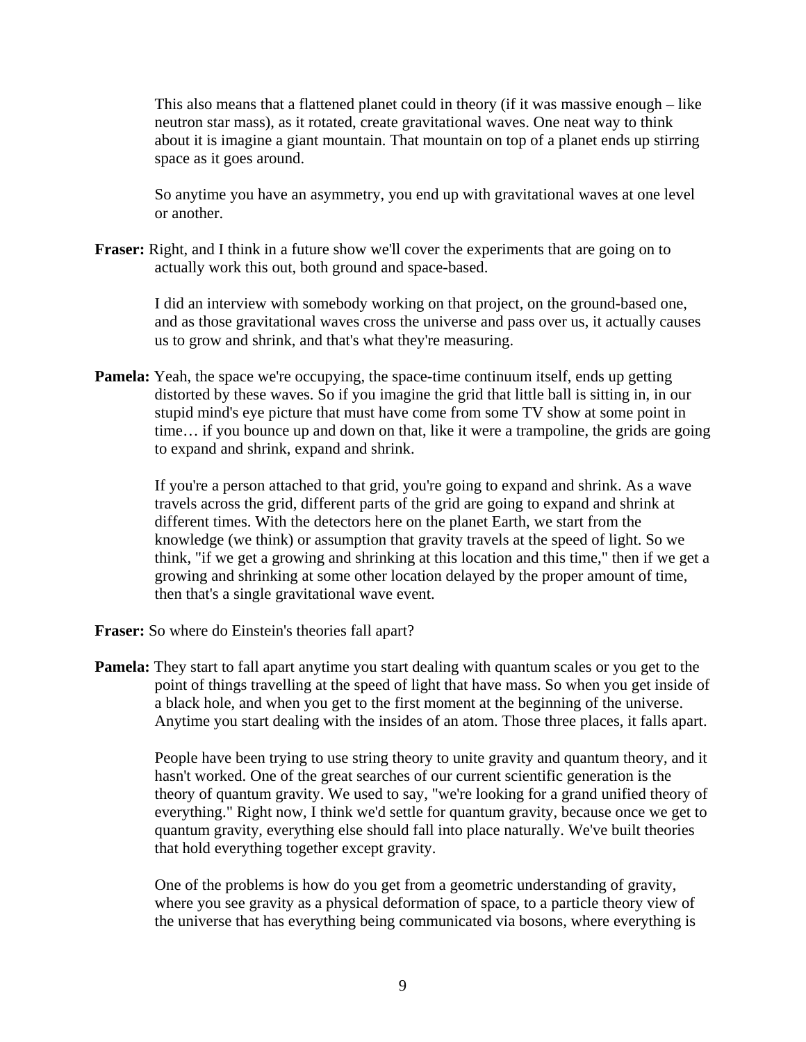This also means that a flattened planet could in theory (if it was massive enough – like neutron star mass), as it rotated, create gravitational waves. One neat way to think about it is imagine a giant mountain. That mountain on top of a planet ends up stirring space as it goes around.

So anytime you have an asymmetry, you end up with gravitational waves at one level or another.

**Fraser:** Right, and I think in a future show we'll cover the experiments that are going on to actually work this out, both ground and space-based.

I did an interview with somebody working on that project, on the ground-based one, and as those gravitational waves cross the universe and pass over us, it actually causes us to grow and shrink, and that's what they're measuring.

**Pamela:** Yeah, the space we're occupying, the space-time continuum itself, ends up getting distorted by these waves. So if you imagine the grid that little ball is sitting in, in our stupid mind's eye picture that must have come from some TV show at some point in time… if you bounce up and down on that, like it were a trampoline, the grids are going to expand and shrink, expand and shrink.

If you're a person attached to that grid, you're going to expand and shrink. As a wave travels across the grid, different parts of the grid are going to expand and shrink at different times. With the detectors here on the planet Earth, we start from the knowledge (we think) or assumption that gravity travels at the speed of light. So we think, "if we get a growing and shrinking at this location and this time," then if we get a growing and shrinking at some other location delayed by the proper amount of time, then that's a single gravitational wave event.

**Fraser:** So where do Einstein's theories fall apart?

**Pamela:** They start to fall apart anytime you start dealing with quantum scales or you get to the point of things travelling at the speed of light that have mass. So when you get inside of a black hole, and when you get to the first moment at the beginning of the universe. Anytime you start dealing with the insides of an atom. Those three places, it falls apart.

People have been trying to use string theory to unite gravity and quantum theory, and it hasn't worked. One of the great searches of our current scientific generation is the theory of quantum gravity. We used to say, "we're looking for a grand unified theory of everything." Right now, I think we'd settle for quantum gravity, because once we get to quantum gravity, everything else should fall into place naturally. We've built theories that hold everything together except gravity.

One of the problems is how do you get from a geometric understanding of gravity, where you see gravity as a physical deformation of space, to a particle theory view of the universe that has everything being communicated via bosons, where everything is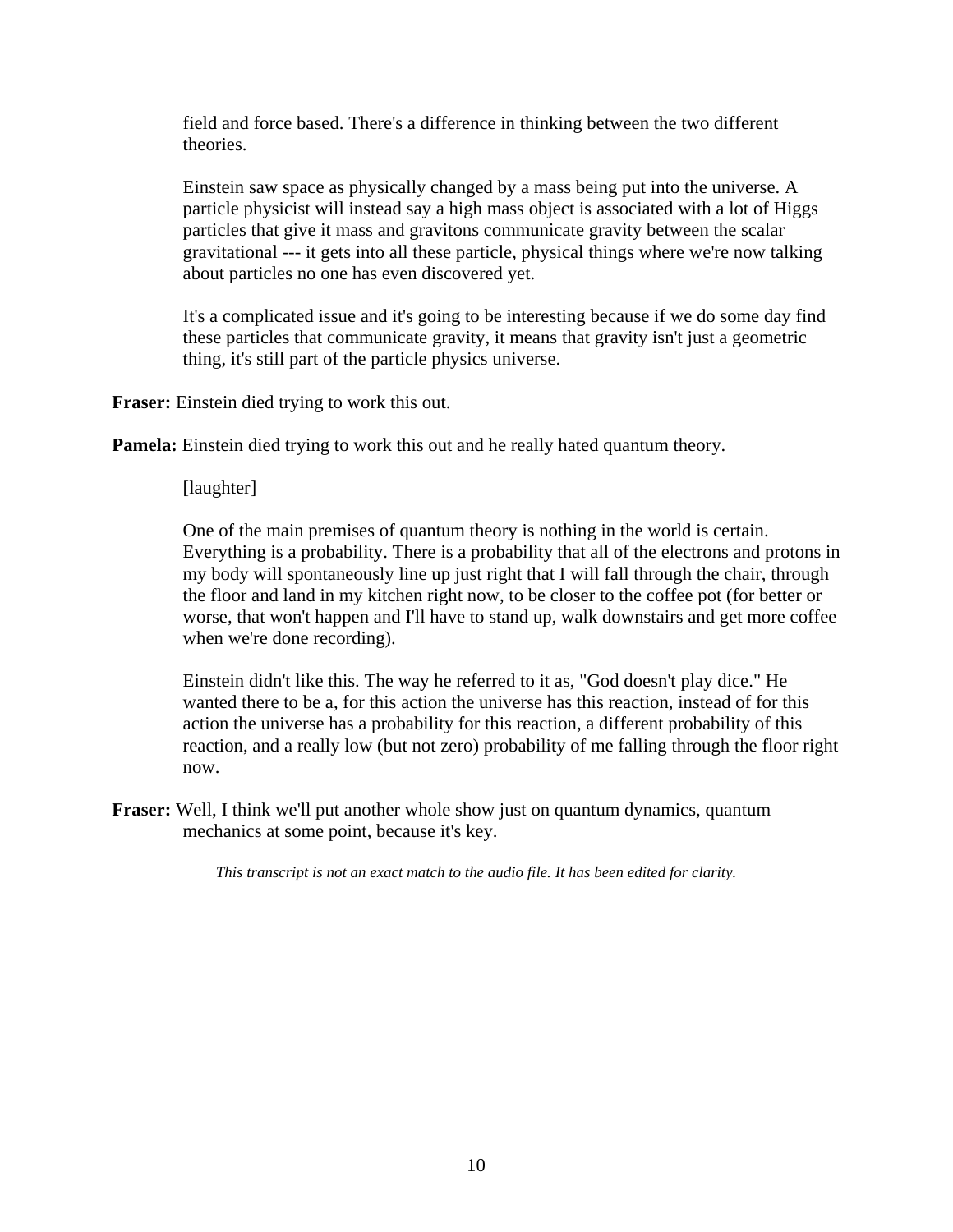field and force based. There's a difference in thinking between the two different theories.

Einstein saw space as physically changed by a mass being put into the universe. A particle physicist will instead say a high mass object is associated with a lot of Higgs particles that give it mass and gravitons communicate gravity between the scalar gravitational --- it gets into all these particle, physical things where we're now talking about particles no one has even discovered yet.

It's a complicated issue and it's going to be interesting because if we do some day find these particles that communicate gravity, it means that gravity isn't just a geometric thing, it's still part of the particle physics universe.

**Fraser:** Einstein died trying to work this out.

**Pamela:** Einstein died trying to work this out and he really hated quantum theory.

[laughter]

One of the main premises of quantum theory is nothing in the world is certain. Everything is a probability. There is a probability that all of the electrons and protons in my body will spontaneously line up just right that I will fall through the chair, through the floor and land in my kitchen right now, to be closer to the coffee pot (for better or worse, that won't happen and I'll have to stand up, walk downstairs and get more coffee when we're done recording).

Einstein didn't like this. The way he referred to it as, "God doesn't play dice." He wanted there to be a, for this action the universe has this reaction, instead of for this action the universe has a probability for this reaction, a different probability of this reaction, and a really low (but not zero) probability of me falling through the floor right now.

**Fraser:** Well, I think we'll put another whole show just on quantum dynamics, quantum mechanics at some point, because it's key.

*This transcript is not an exact match to the audio file. It has been edited for clarity.*